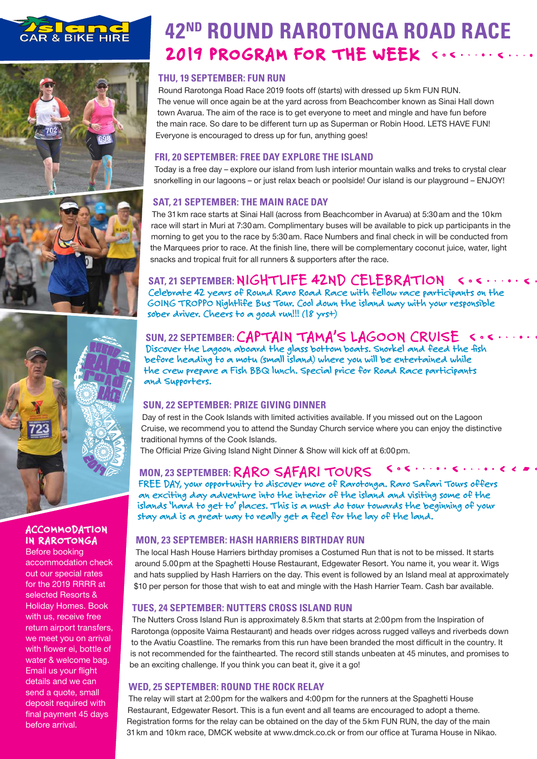Island CAR & BIKE HIRE

# 42ND ROUND RAROTONGA ROAD RACE

## 2019 PROGRAM FOR THE WEEK

### THU, 19 SEPTEMBER: FUN RUN

Round Rarotonga Road Race 2019 foots off (starts) with dressed up 5km FUN RUN. The venue will once again be at the yard across from Beachcomber known as Sinai Hall down town Avarua. The aim of the race is to get everyone to meet and mingle and have fun before the main race. So dare to be different turn up as Superman or Robin Hood. LETS HAVE FUN! Everyone is encouraged to dress up for fun, anything goes!

### FRI, 20 SEPTEMBER: FREE DAY EXPLORE THE ISLAND

Today is a free day – explore our island from lush interior mountain walks and treks to crystal clear snorkelling in our lagoons – or just relax beach or poolside! Our island is our playground – ENJOY!

### SAT, 21 SEPTEMBER: THE MAIN RACE DAY

The 31km race starts at Sinai Hall (across from Beachcomber in Avarua) at 5:30am and the 10km race will start in Muri at 7:30am. Complimentary buses will be available to pick up participants in the morning to get you to the race by 5:30am. Race Numbers and final check in will be conducted from the Marquees prior to race. At the finish line, there will be complementary coconut juice, water, light snacks and tropical fruit for all runners & supporters after the race.

### SAT, 21 SEPTEMBER: NIGHTLIFE 42ND CELEBRATION

Celebrate 42 years of Round Raro Road Race with fellow race participants on the GOING TROPPO Nightlife Bus Tour. Cool down the island way with your responsible sober driver. Cheers to a good run!!! (18 yrs+)

### SUN, 22 SEPTEMBER: CAPTAIN TAMA'S LAGOON CRUISE

Discover the Lagoon aboard the glass bottom boats. Snorkel and feed the fish before heading to a motu (small island) where you will be entertained while the crew prepare a Fish BBQ lunch. Special price for Road Race participants and Supporters.

### SUN, 22 SEPTEMBER: PRIZE GIVING DINNER

Day of rest in the Cook Islands with limited activities available. If you missed out on the Lagoon Cruise, we recommend you to attend the Sunday Church service where you can enjoy the distinctive traditional hymns of the Cook Islands.

The Official Prize Giving Island Night Dinner & Show will kick off at 6:00pm.

### MON, 23 SEPTEMBER: RARO SAFARI TOURS

FREE DAY, your opportunity to discover more of Rarotonga. Raro Safari Tours offers an exciting day adventure into the interior of the island and visiting some of the islands 'hard to get to' places. This is a must do tour towards the beginning of your stay and is a great way to really get a feel for the lay of the land.

### MON, 23 SEPTEMBER: HASH HARRIERS BIRTHDAY RUN

The local Hash House Harriers birthday promises a Costumed Run that is not to be missed. It starts around 5.00pm at the Spaghetti House Restaurant, Edgewater Resort. You name it, you wear it. Wigs and hats supplied by Hash Harriers on the day. This event is followed by an Island meal at approximately $10 per person for those that wish to eat and mingle with the Hash Harrier Team. Cash bar available.

### TUES, 24 SEPTEMBER: NUTTERS CROSS ISLAND RUN

The Nutters Cross Island Run is approximately 8.5km that starts at 2:00pm from the Inspiration of Rarotonga (opposite Vaima Restaurant) and heads over ridges across rugged valleys and riverbeds down to the Avatiu Coastline. The remarks from this run have been branded the most difficult in the country. It is not recommended for the fainthearted. The record still stands unbeaten at 45 minutes, and promises to be an exciting challenge. If you think you can beat it, give it a go!

### WED, 25 SEPTEMBER: ROUND THE ROCK RELAY

The relay will start at 2:00pm for the walkers and 4:00pm for the runners at the Spaghetti House Restaurant, Edgewater Resort. This is a fun event and all teams are encouraged to adopt a theme. Registration forms for the relay can be obtained on the day of the 5km FUN RUN, the day of the main 31km and 10km race, DMCK website at www.dmck.co.ck or from our office at Turama House in Nikao.

### ACCOMMODATION IN RAROTONGA

Before booking accommodation check out our special rates for the 2019 RRRR at selected Resorts & Holiday Homes. Book with us, receive free return airport transfers, we meet you on arrival with flower ei, bottle of water & welcome bag. Email us your flight details and we can send a quote, small deposit required with final payment 45 days before arrival.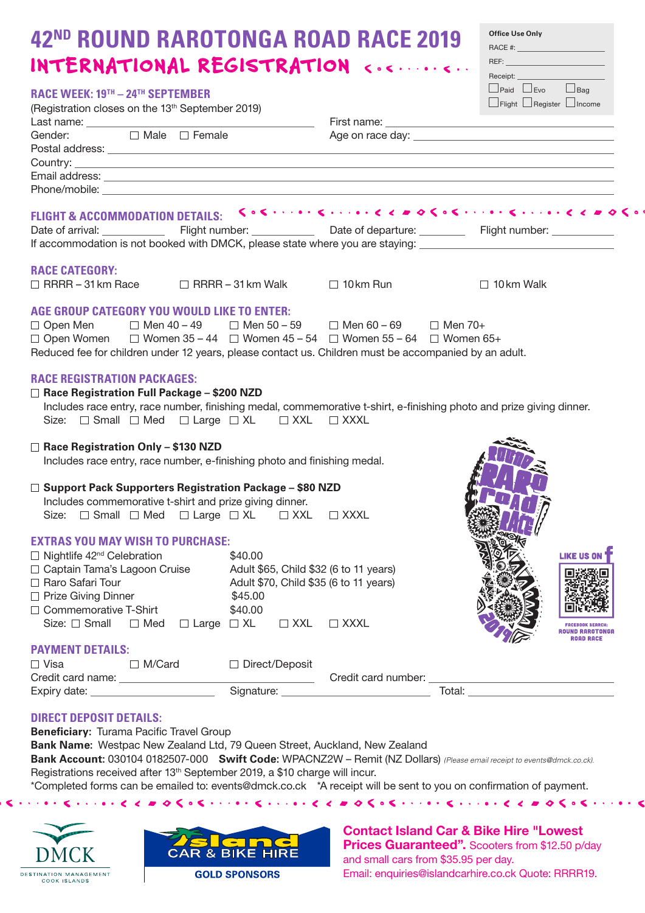# 42ND ROUND RAROTONGA ROAD RACE 2019

## INTERNATIONAL REGISTRATION

Office Use Only
RACE #:
REF:
Receipt:
☐ Paid ☐ Evo ☐ Bag
☐ Flight ☐ Register ☐ Income

### RACE WEEK: 19TH – 24TH SEPTEMBER

(Registration closes on the 13th September 2019)

Last name: First name:
Gender: ☐ Male ☐ Female Age on race day:
Postal address:
Country:
Email address:
Phone/mobile:

### FLIGHT & ACCOMMODATION DETAILS:

Date of arrival: Flight number: Date of departure: Flight number:
If accommodation is not booked with DMCK, please state where you are staying:

### RACE CATEGORY:

☐ RRRR – 31 km Race ☐ RRRR – 31 km Walk ☐ 10 km Run ☐ 10 km Walk

### AGE GROUP CATEGORY YOU WOULD LIKE TO ENTER:

☐ Open Men ☐ Men 40 – 49 ☐ Men 50 – 59 ☐ Men 60 – 69 ☐ Men 70+
☐ Open Women ☐ Women 35 – 44 ☐ Women 45 – 54 ☐ Women 55 – 64 ☐ Women 65+
Reduced fee for children under 12 years, please contact us. Children must be accompanied by an adult.

### RACE REGISTRATION PACKAGES:

☐ **Race Registration Full Package – $200 NZD**
Includes race entry, race number, finishing medal, commemorative t-shirt, e-finishing photo and prize giving dinner.
Size: ☐ Small ☐ Med ☐ Large ☐ XL ☐ XXL ☐ XXXL

☐ **Race Registration Only – $130 NZD**
Includes race entry, race number, e-finishing photo and finishing medal.

☐ **Support Pack Supporters Registration Package – $80 NZD**
Includes commemorative t-shirt and prize giving dinner.
Size: ☐ Small ☐ Med ☐ Large ☐ XL ☐ XXL ☐ XXXL

### EXTRAS YOU MAY WISH TO PURCHASE:

☐ Nightlife 42nd Celebration $40.00
☐ Captain Tama's Lagoon Cruise Adult $65, Child $32 (6 to 11 years)
☐ Raro Safari Tour Adult $70, Child $35 (6 to 11 years)
☐ Prize Giving Dinner $45.00
☐ Commemorative T-Shirt $40.00
Size: ☐ Small ☐ Med ☐ Large ☐ XL ☐ XXL ☐ XXXL

ROUND RARO ROAD RACE 2019

LIKE US ON f
FACEBOOK SEARCH: ROUND RAROTONGA ROAD RACE

### PAYMENT DETAILS:

☐ Visa ☐ M/Card ☐ Direct/Deposit
Credit card name: Credit card number:
Expiry date: Signature: Total:

### DIRECT DEPOSIT DETAILS:

**Beneficiary:** Turama Pacific Travel Group
**Bank Name:** Westpac New Zealand Ltd, 79 Queen Street, Auckland, New Zealand
**Bank Account:** 030104 0182507-000 **Swift Code:** WPACNZ2W – Remit (NZ Dollars) *(Please email receipt to events@dmck.co.ck).*
Registrations received after 13th September 2019, a $10 charge will incur.
*Completed forms can be emailed to: events@dmck.co.ck *A receipt will be sent to you on confirmation of payment.

DMCK
DESTINATION MANAGEMENT COOK ISLANDS

Island CAR & BIKE HIRE
GOLD SPONSORS

**Contact Island Car & Bike Hire "Lowest Prices Guaranteed".** Scooters from $12.50 p/day and small cars from $35.95 per day.
Email: enquiries@islandcarhire.co.ck Quote: RRRR19.